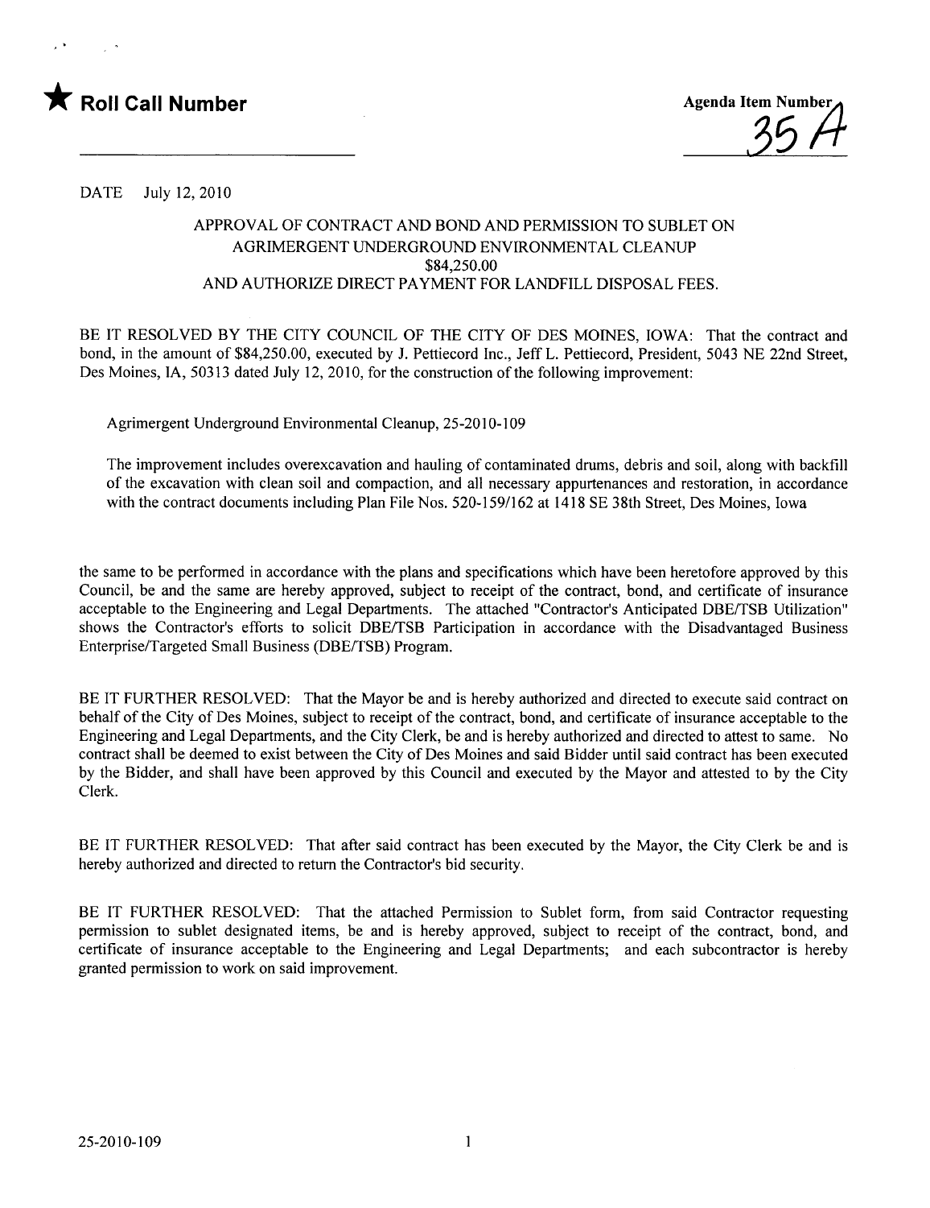★ **Roll Call Number**

Agenda Item Number 35A

DATE July 12, 2010

APPROVAL OF CONTRACT AND BOND AND PERMISSION TO SUBLET ON AGRIMERGENT UNDERGROUND ENVIRONMENTAL CLEANUP $84,250.00 AND AUTHORIZE DIRECT PAYMENT FOR LANDFILL DISPOSAL FEES.

BE IT RESOLVED BY THE CITY COUNCIL OF THE CITY OF DES MOINES, IOWA: That the contract and bond, in the amount of $84,250.00, executed by J. Pettiecord Inc., Jeff L. Pettiecord, President, 5043 NE 22nd Street, Des Moines, IA, 50313 dated July 12, 2010, for the construction of the following improvement:

Agrimergent Underground Environmental Cleanup, 25-2010-109

The improvement includes overexcavation and hauling of contaminated drums, debris and soil, along with backfill of the excavation with clean soil and compaction, and all necessary appurtenances and restoration, in accordance with the contract documents including Plan File Nos. 520-159/162 at 1418 SE 38th Street, Des Moines, Iowa

the same to be performed in accordance with the plans and specifications which have been heretofore approved by this Council, be and the same are hereby approved, subject to receipt of the contract, bond, and certificate of insurance acceptable to the Engineering and Legal Departments. The attached "Contractor's Anticipated DBE/TSB Utilization" shows the Contractor's efforts to solicit DBE/TSB Participation in accordance with the Disadvantaged Business Enterprise/Targeted Small Business (DBE/TSB) Program.

BE IT FURTHER RESOLVED: That the Mayor be and is hereby authorized and directed to execute said contract on behalf of the City of Des Moines, subject to receipt of the contract, bond, and certificate of insurance acceptable to the Engineering and Legal Departments, and the City Clerk, be and is hereby authorized and directed to attest to same. No contract shall be deemed to exist between the City of Des Moines and said Bidder until said contract has been executed by the Bidder, and shall have been approved by this Council and executed by the Mayor and attested to by the City Clerk.

BE IT FURTHER RESOLVED: That after said contract has been executed by the Mayor, the City Clerk be and is hereby authorized and directed to return the Contractor's bid security.

BE IT FURTHER RESOLVED: That the attached Permission to Sublet form, from said Contractor requesting permission to sublet designated items, be and is hereby approved, subject to receipt of the contract, bond, and certificate of insurance acceptable to the Engineering and Legal Departments; and each subcontractor is hereby granted permission to work on said improvement.

25-2010-109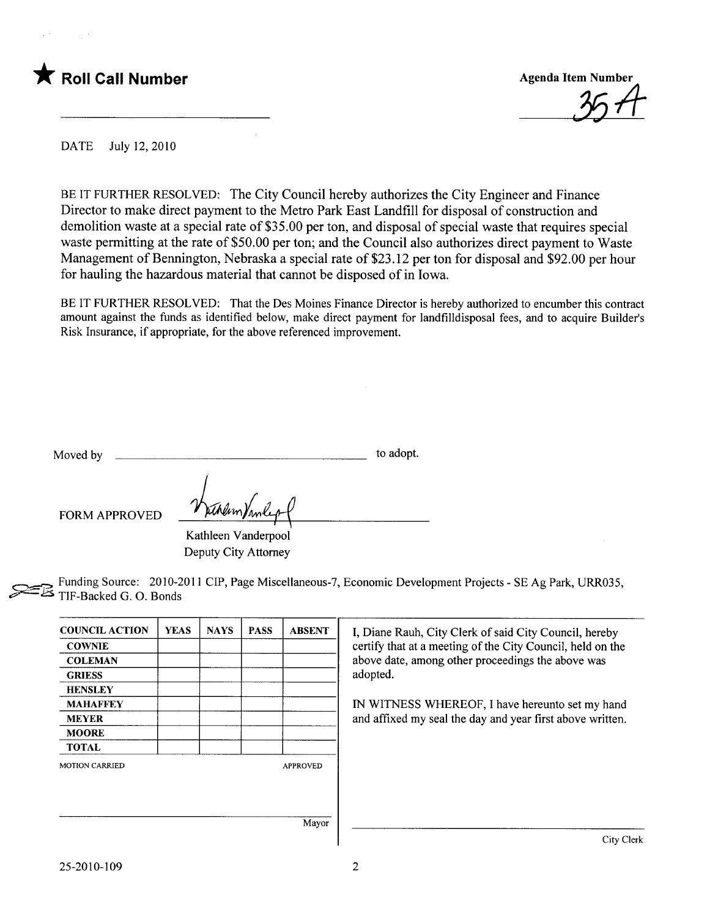★ **Roll Call Number**

**Agenda Item Number**

35A

DATE July 12, 2010

BE IT FURTHER RESOLVED: The City Council hereby authorizes the City Engineer and Finance Director to make direct payment to the Metro Park East Landfill for disposal of construction and demolition waste at a special rate of $35.00 per ton, and disposal of special waste that requires special waste permitting at the rate of $50.00 per ton; and the Council also authorizes direct payment to Waste Management of Bennington, Nebraska a special rate of $23.12 per ton for disposal and $92.00 per hour for hauling the hazardous material that cannot be disposed of in Iowa.

BE IT FURTHER RESOLVED: That the Des Moines Finance Director is hereby authorized to encumber this contract amount against the funds as identified below, make direct payment for landfilldisposal fees, and to acquire Builder's Risk Insurance, if appropriate, for the above referenced improvement.

Moved by ______________________________ to adopt.

FORM APPROVED

Kathleen Vanderpool
Deputy City Attorney

Funding Source: 2010-2011 CIP, Page Miscellaneous-7, Economic Development Projects - SE Ag Park, URR035, TIF-Backed G. O. Bonds

| COUNCIL ACTION | YEAS | NAYS | PASS | ABSENT |
| --- | --- | --- | --- | --- |
| COWNIE | | | | |
| COLEMAN | | | | |
| GRIESS | | | | |
| HENSLEY | | | | |
| MAHAFFEY | | | | |
| MEYER | | | | |
| MOORE | | | | |
| TOTAL | | | | |

MOTION CARRIED APPROVED

Mayor

I, Diane Rauh, City Clerk of said City Council, hereby certify that at a meeting of the City Council, held on the above date, among other proceedings the above was adopted.

IN WITNESS WHEREOF, I have hereunto set my hand and affixed my seal the day and year first above written.

City Clerk

25-2010-109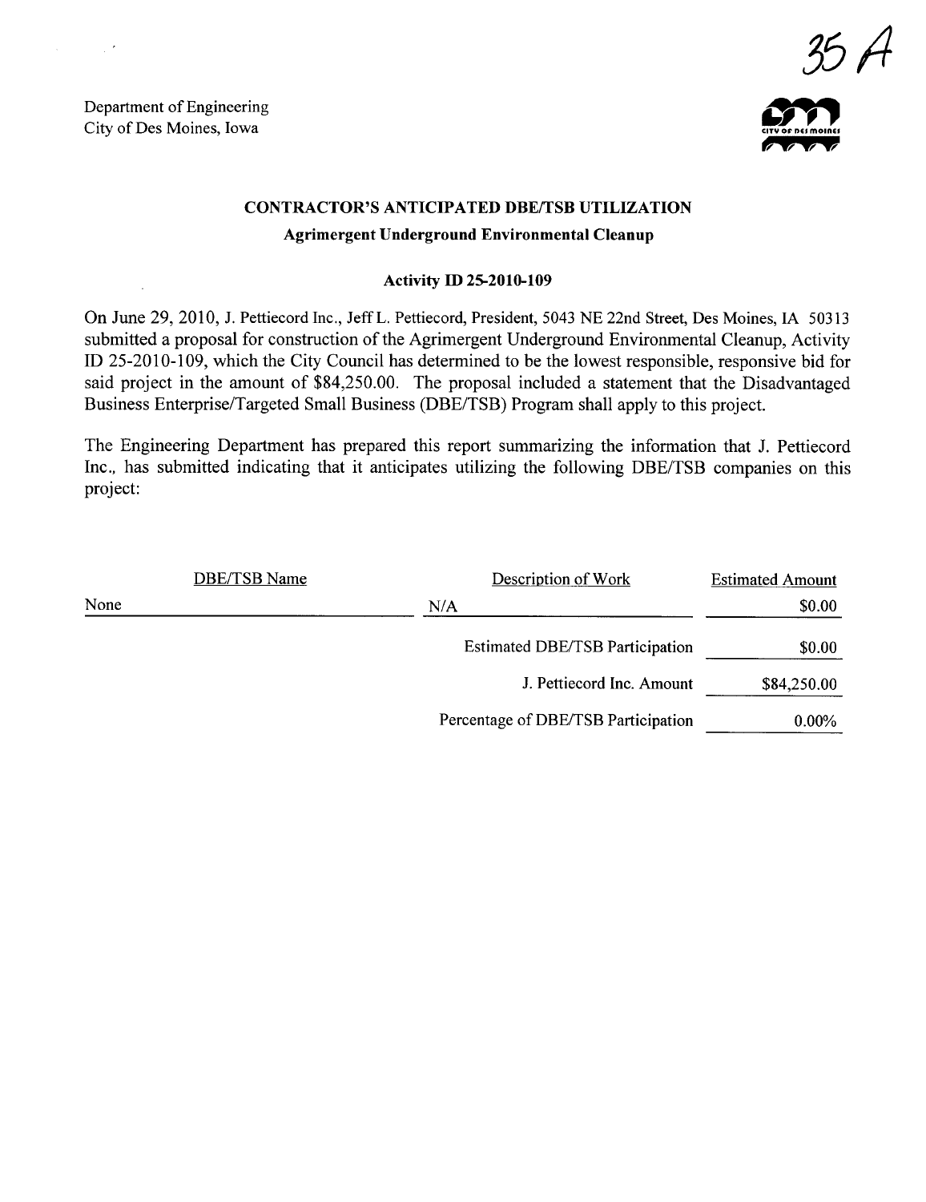35 A

Department of Engineering
City of Des Moines, Iowa

## CONTRACTOR'S ANTICIPATED DBE/TSB UTILIZATION

**Agrimergent Underground Environmental Cleanup**

**Activity ID 25-2010-109**

On June 29, 2010, J. Pettiecord Inc., Jeff L. Pettiecord, President, 5043 NE 22nd Street, Des Moines, IA 50313 submitted a proposal for construction of the Agrimergent Underground Environmental Cleanup, Activity ID 25-2010-109, which the City Council has determined to be the lowest responsible, responsive bid for said project in the amount of $84,250.00. The proposal included a statement that the Disadvantaged Business Enterprise/Targeted Small Business (DBE/TSB) Program shall apply to this project.

The Engineering Department has prepared this report summarizing the information that J. Pettiecord Inc., has submitted indicating that it anticipates utilizing the following DBE/TSB companies on this project:

| DBE/TSB Name | Description of Work | Estimated Amount |
|---|---|---|
| None | N/A | $0.00 |
| | Estimated DBE/TSB Participation | $0.00 |
| | J. Pettiecord Inc. Amount | $84,250.00 |
| | Percentage of DBE/TSB Participation | 0.00% |